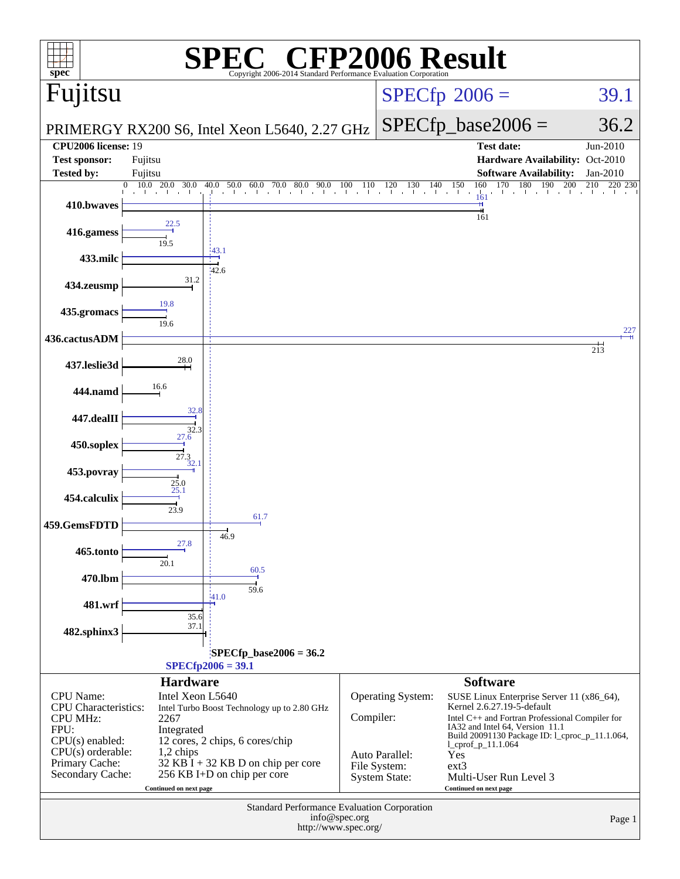# SPEC® CFP2006 Result

Copyright 2006-2014 Standard Performance Evaluation Corporation

## Fujitsu

PRIMERGY RX200 S6, Intel Xeon L5640, 2.27 GHz

SPECfp 2006 = 39.1

SPECfp_base2006 = 36.2

| | | | |
|---|---|---|---|
| **CPU2006 license:** 19 | | **Test date:** | Jun-2010 |
| **Test sponsor:** | Fujitsu | **Hardware Availability:** | Oct-2010 |
| **Tested by:** | Fujitsu | **Software Availability:** | Jan-2010 |

| Benchmark | Peak | Base |
|---|---|---|
| 410.bwaves | 161 | 161 |
| 416.gamess | 22.5 | 19.5 |
| 433.milc | 43.1 | 42.6 |
| 434.zeusmp | | 31.2 |
| 435.gromacs | 19.8 | 19.6 |
| 436.cactusADM | 227 | 213 |
| 437.leslie3d | | 28.0 |
| 444.namd | | 16.6 |
| 447.dealII | 32.8 | 32.3 |
| 450.soplex | 27.6 | 27.3 |
| 453.povray | 32.1 | 25.0 |
| 454.calculix | 25.1 | 23.9 |
| 459.GemsFDTD | 61.7 | 46.9 |
| 465.tonto | 27.8 | 20.1 |
| 470.lbm | 60.5 | 59.6 |
| 481.wrf | 41.0 | 35.6 |
| 482.sphinx3 | | 37.1 |

SPECfp_base2006 = 36.2

SPECfp2006 = 39.1

### Hardware

| | |
|---|---|
| CPU Name: | Intel Xeon L5640 |
| CPU Characteristics: | Intel Turbo Boost Technology up to 2.80 GHz |
| CPU MHz: | 2267 |
| FPU: | Integrated |
| CPU(s) enabled: | 12 cores, 2 chips, 6 cores/chip |
| CPU(s) orderable: | 1,2 chips |
| Primary Cache: | 32 KB I + 32 KB D on chip per core |
| Secondary Cache: | 256 KB I+D on chip per core |

Continued on next page

### Software

| | |
|---|---|
| Operating System: | SUSE Linux Enterprise Server 11 (x86_64), Kernel 2.6.27.19-5-default |
| Compiler: | Intel C++ and Fortran Professional Compiler for IA32 and Intel 64, Version 11.1 Build 20091130 Package ID: l_cproc_p_11.1.064, l_cprof_p_11.1.064 |
| Auto Parallel: | Yes |
| File System: | ext3 |
| System State: | Multi-User Run Level 3 |

Continued on next page

Standard Performance Evaluation Corporation
info@spec.org
http://www.spec.org/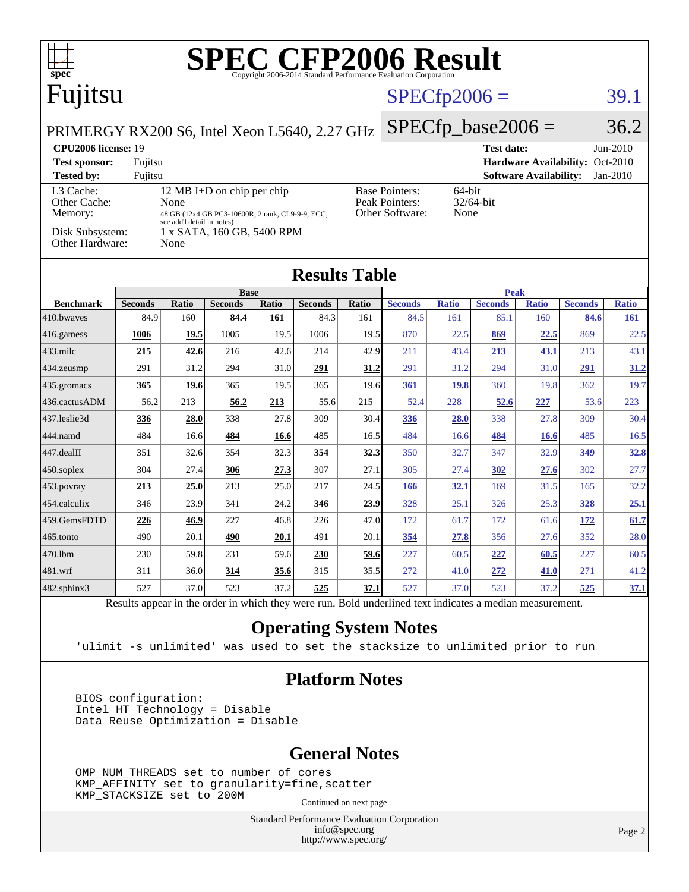# SPEC CFP2006 Result

Copyright 2006-2014 Standard Performance Evaluation Corporation

## Fujitsu

PRIMERGY RX200 S6, Intel Xeon L5640, 2.27 GHz

SPECfp2006 = 39.1

SPECfp_base2006 = 36.2

| | | | |
|---|---|---|---|
| **CPU2006 license:** | 19 | **Test date:** | Jun-2010 |
| **Test sponsor:** | Fujitsu | **Hardware Availability:** | Oct-2010 |
| **Tested by:** | Fujitsu | **Software Availability:** | Jan-2010 |

| | | | |
|---|---|---|---|
| L3 Cache: | 12 MB I+D on chip per chip | Base Pointers: | 64-bit |
| Other Cache: | None | Peak Pointers: | 32/64-bit |
| Memory: | 48 GB (12x4 GB PC3-10600R, 2 rank, CL9-9-9, ECC, see add'l detail in notes) | Other Software: | None |
| Disk Subsystem: | 1 x SATA, 160 GB, 5400 RPM | | |
| Other Hardware: | None | | |

## Results Table

| Benchmark | Base | | | | | | Peak | | | | | |
|---|---|---|---|---|---|---|---|---|---|---|---|---|
| | Seconds | Ratio | Seconds | Ratio | Seconds | Ratio | Seconds | Ratio | Seconds | Ratio | Seconds | Ratio |
| 410.bwaves | 84.9 | 160 | **84.4** | **161** | 84.3 | 161 | 84.5 | 161 | 85.1 | 160 | **84.6** | **161** |
| 416.gamess | **1006** | **19.5** | 1005 | 19.5 | 1006 | 19.5 | 870 | 22.5 | **869** | **22.5** | 869 | 22.5 |
| 433.milc | **215** | **42.6** | 216 | 42.6 | 214 | 42.9 | 211 | 43.4 | **213** | **43.1** | 213 | 43.1 |
| 434.zeusmp | 291 | 31.2 | 294 | 31.0 | **291** | **31.2** | 291 | 31.2 | 294 | 31.0 | **291** | **31.2** |
| 435.gromacs | **365** | **19.6** | 365 | 19.5 | 365 | 19.6 | **361** | **19.8** | 360 | 19.8 | 362 | 19.7 |
| 436.cactusADM | 56.2 | 213 | **56.2** | **213** | 55.6 | 215 | 52.4 | 228 | **52.6** | **227** | 53.6 | 223 |
| 437.leslie3d | **336** | **28.0** | 338 | 27.8 | 309 | 30.4 | **336** | **28.0** | 338 | 27.8 | 309 | 30.4 |
| 444.namd | 484 | 16.6 | **484** | **16.6** | 485 | 16.5 | 484 | 16.6 | **484** | **16.6** | 485 | 16.5 |
| 447.dealII | 351 | 32.6 | 354 | 32.3 | **354** | **32.3** | 350 | 32.7 | 347 | 32.9 | **349** | **32.8** |
| 450.soplex | 304 | 27.4 | **306** | **27.3** | 307 | 27.1 | 305 | 27.4 | **302** | **27.6** | 302 | 27.7 |
| 453.povray | **213** | **25.0** | 213 | 25.0 | 217 | 24.5 | **166** | **32.1** | 169 | 31.5 | 165 | 32.2 |
| 454.calculix | 346 | 23.9 | 341 | 24.2 | **346** | **23.9** | 328 | 25.1 | 326 | 25.3 | **328** | **25.1** |
| 459.GemsFDTD | **226** | **46.9** | 227 | 46.8 | 226 | 47.0 | 172 | 61.7 | 172 | 61.6 | **172** | **61.7** |
| 465.tonto | 490 | 20.1 | **490** | **20.1** | 491 | 20.1 | **354** | **27.8** | 356 | 27.6 | 352 | 28.0 |
| 470.lbm | 230 | 59.8 | 231 | 59.6 | **230** | **59.6** | 227 | 60.5 | **227** | **60.5** | 227 | 60.5 |
| 481.wrf | 311 | 36.0 | **314** | **35.6** | 315 | 35.5 | 272 | 41.0 | **272** | **41.0** | 271 | 41.2 |
| 482.sphinx3 | 527 | 37.0 | 523 | 37.2 | **525** | **37.1** | 527 | 37.0 | 523 | 37.2 | **525** | **37.1** |

Results appear in the order in which they were run. Bold underlined text indicates a median measurement.

## Operating System Notes

```
'ulimit -s unlimited' was used to set the stacksize to unlimited prior to run
```

## Platform Notes

```
BIOS configuration:
Intel HT Technology = Disable
Data Reuse Optimization = Disable
```

## General Notes

```
OMP_NUM_THREADS set to number of cores
KMP_AFFINITY set to granularity=fine,scatter
KMP_STACKSIZE set to 200M
```

Continued on next page

Standard Performance Evaluation Corporation
info@spec.org
http://www.spec.org/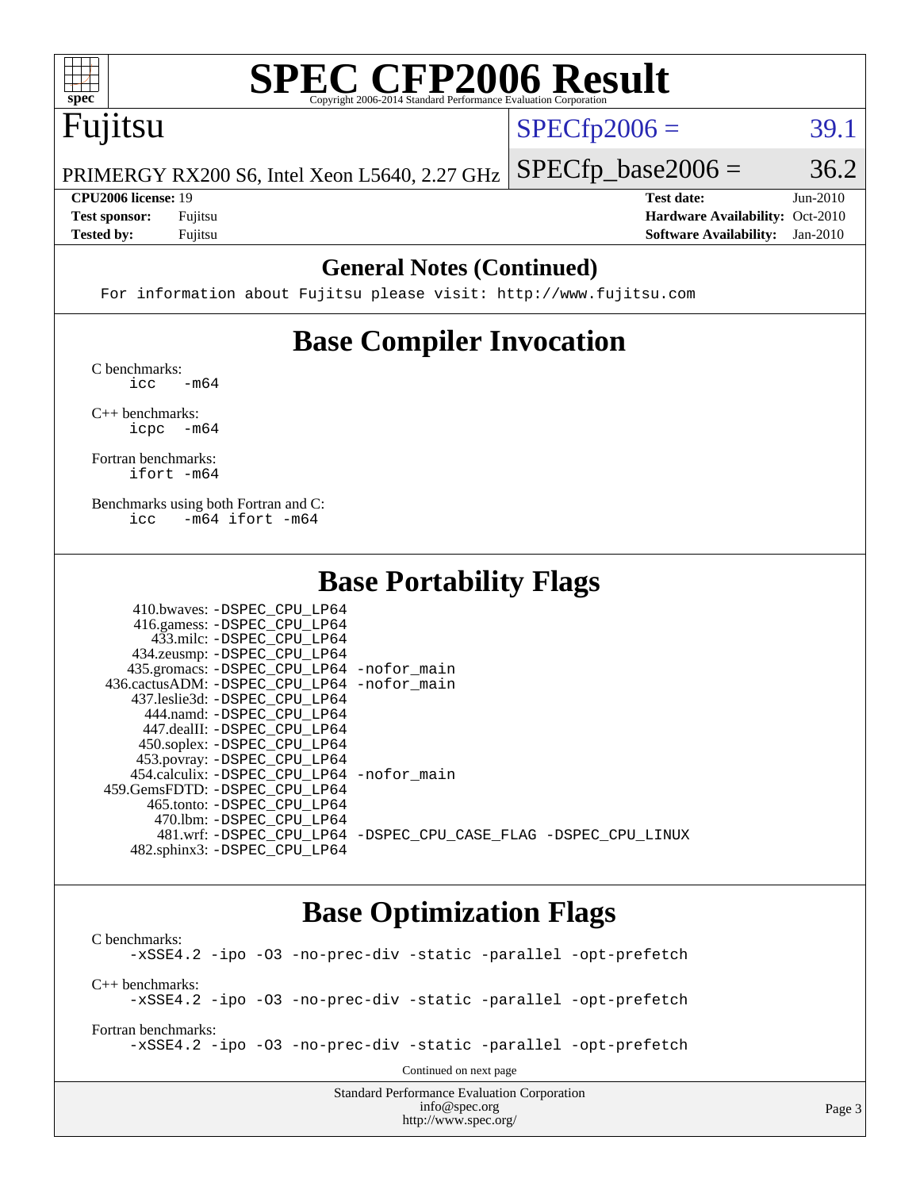# SPEC CFP2006 Result

Copyright 2006-2014 Standard Performance Evaluation Corporation

**Fujitsu**

PRIMERGY RX200 S6, Intel Xeon L5640, 2.27 GHz

SPECfp2006 = 39.1

SPECfp_base2006 = 36.2

| | | | |
|---|---|---|---|
| **CPU2006 license:** 19 | | **Test date:** | Jun-2010 |
| **Test sponsor:** | Fujitsu | **Hardware Availability:** | Oct-2010 |
| **Tested by:** | Fujitsu | **Software Availability:** | Jan-2010 |

## General Notes (Continued)

```
For information about Fujitsu please visit: http://www.fujitsu.com
```

## Base Compiler Invocation

C benchmarks:
```
icc   -m64
```

C++ benchmarks:
```
icpc  -m64
```

Fortran benchmarks:
```
ifort -m64
```

Benchmarks using both Fortran and C:
```
icc   -m64 ifort -m64
```

## Base Portability Flags

```
     410.bwaves: -DSPEC_CPU_LP64
     416.gamess: -DSPEC_CPU_LP64
       433.milc: -DSPEC_CPU_LP64
     434.zeusmp: -DSPEC_CPU_LP64
    435.gromacs: -DSPEC_CPU_LP64 -nofor_main
 436.cactusADM: -DSPEC_CPU_LP64 -nofor_main
   437.leslie3d: -DSPEC_CPU_LP64
       444.namd: -DSPEC_CPU_LP64
     447.dealII: -DSPEC_CPU_LP64
     450.soplex: -DSPEC_CPU_LP64
     453.povray: -DSPEC_CPU_LP64
   454.calculix: -DSPEC_CPU_LP64 -nofor_main
  459.GemsFDTD: -DSPEC_CPU_LP64
      465.tonto: -DSPEC_CPU_LP64
        470.lbm: -DSPEC_CPU_LP64
        481.wrf: -DSPEC_CPU_LP64 -DSPEC_CPU_CASE_FLAG -DSPEC_CPU_LINUX
    482.sphinx3: -DSPEC_CPU_LP64
```

## Base Optimization Flags

C benchmarks:
```
-xSSE4.2 -ipo -O3 -no-prec-div -static -parallel -opt-prefetch
```

C++ benchmarks:
```
-xSSE4.2 -ipo -O3 -no-prec-div -static -parallel -opt-prefetch
```

Fortran benchmarks:
```
-xSSE4.2 -ipo -O3 -no-prec-div -static -parallel -opt-prefetch
```

Continued on next page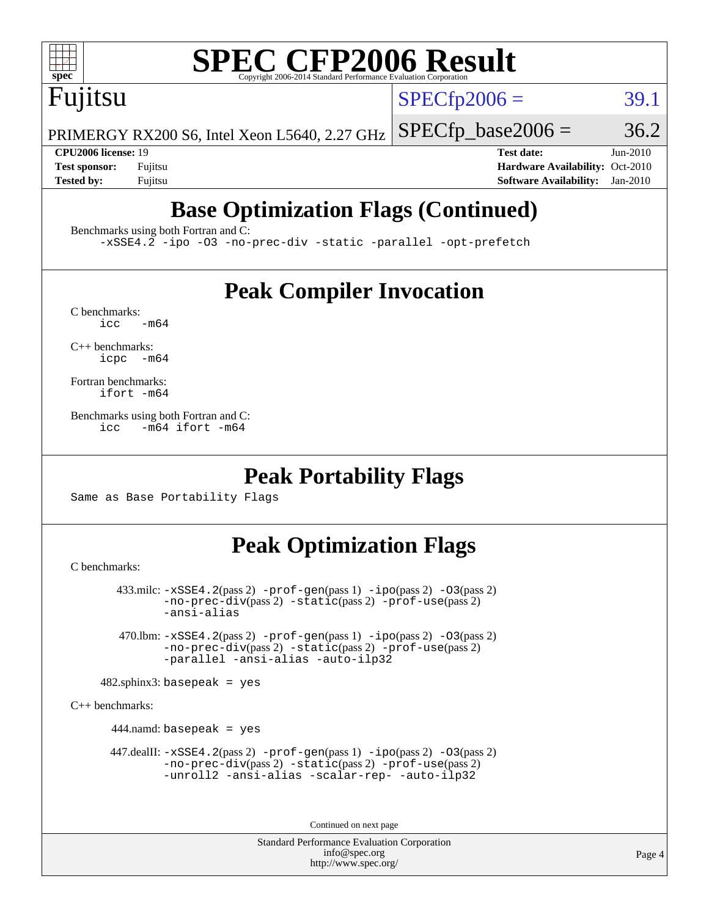# SPEC CFP2006 Result

Copyright 2006-2014 Standard Performance Evaluation Corporation

**Fujitsu**

PRIMERGY RX200 S6, Intel Xeon L5640, 2.27 GHz

SPECfp2006 = 39.1

SPECfp_base2006 = 36.2

| | | | |
|---|---|---|---|
| **CPU2006 license:** 19 | | **Test date:** | Jun-2010 |
| **Test sponsor:** | Fujitsu | **Hardware Availability:** | Oct-2010 |
| **Tested by:** | Fujitsu | **Software Availability:** | Jan-2010 |

## Base Optimization Flags (Continued)

Benchmarks using both Fortran and C:

```
-xSSE4.2 -ipo -O3 -no-prec-div -static -parallel -opt-prefetch
```

## Peak Compiler Invocation

C benchmarks:

```
icc   -m64
```

C++ benchmarks:

```
icpc  -m64
```

Fortran benchmarks:

```
ifort -m64
```

Benchmarks using both Fortran and C:

```
icc   -m64 ifort -m64
```

## Peak Portability Flags

Same as Base Portability Flags

## Peak Optimization Flags

C benchmarks:

433.milc: -xSSE4.2(pass 2) -prof-gen(pass 1) -ipo(pass 2) -O3(pass 2) -no-prec-div(pass 2) -static(pass 2) -prof-use(pass 2) -ansi-alias

470.lbm: -xSSE4.2(pass 2) -prof-gen(pass 1) -ipo(pass 2) -O3(pass 2) -no-prec-div(pass 2) -static(pass 2) -prof-use(pass 2) -parallel -ansi-alias -auto-ilp32

482.sphinx3: basepeak = yes

C++ benchmarks:

444.namd: basepeak = yes

447.dealII: -xSSE4.2(pass 2) -prof-gen(pass 1) -ipo(pass 2) -O3(pass 2) -no-prec-div(pass 2) -static(pass 2) -prof-use(pass 2) -unroll2 -ansi-alias -scalar-rep- -auto-ilp32

Continued on next page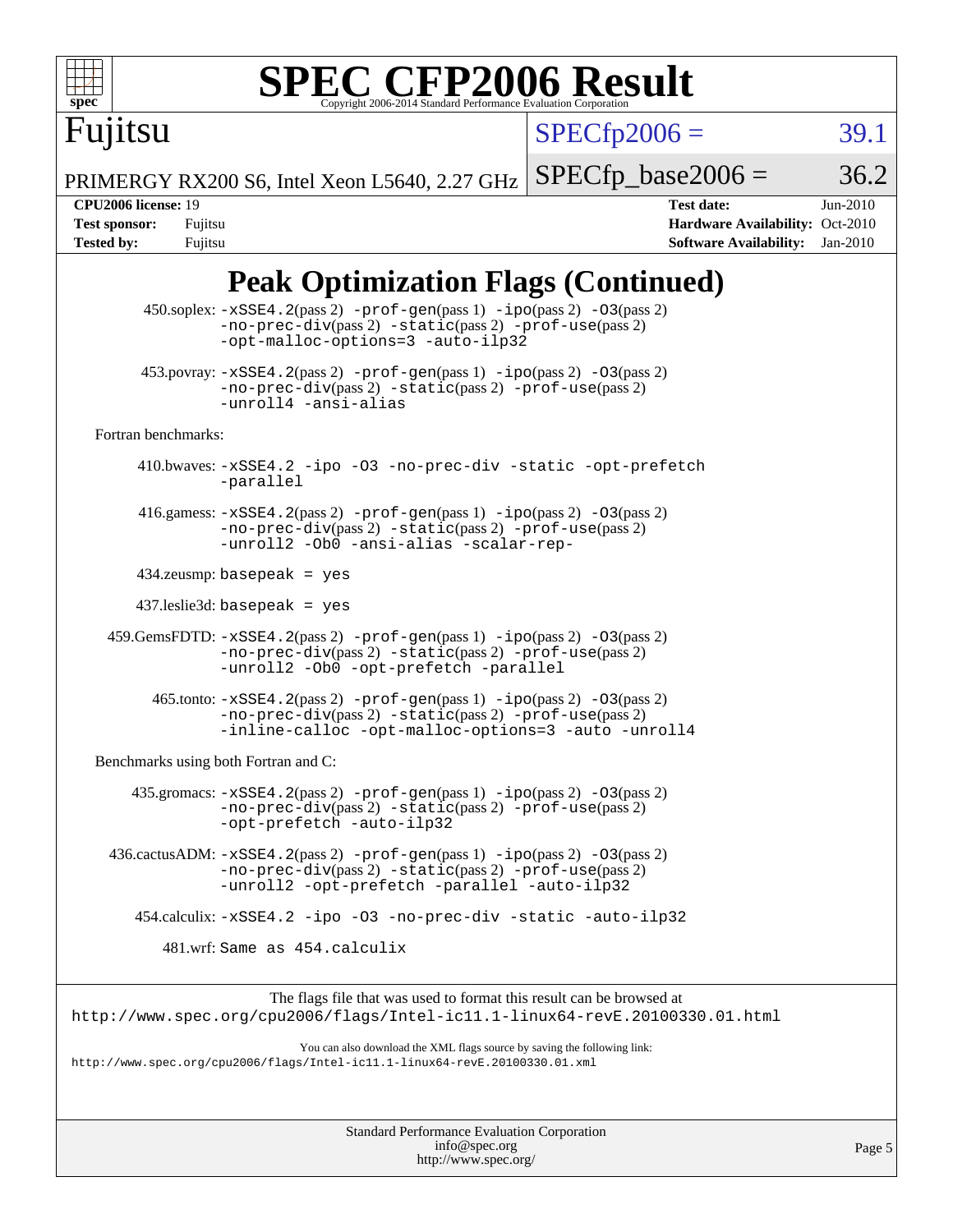# SPEC CFP2006 Result

Copyright 2006-2014 Standard Performance Evaluation Corporation

**Fujitsu**

PRIMERGY RX200 S6, Intel Xeon L5640, 2.27 GHz

SPECfp2006 = 39.1

SPECfp_base2006 = 36.2

| | | | |
|---|---|---|---|
| **CPU2006 license:** | 19 | **Test date:** | Jun-2010 |
| **Test sponsor:** | Fujitsu | **Hardware Availability:** | Oct-2010 |
| **Tested by:** | Fujitsu | **Software Availability:** | Jan-2010 |

## Peak Optimization Flags (Continued)

450.soplex: -xSSE4.2(pass 2) -prof-gen(pass 1) -ipo(pass 2) -O3(pass 2) -no-prec-div(pass 2) -static(pass 2) -prof-use(pass 2) -opt-malloc-options=3 -auto-ilp32

453.povray: -xSSE4.2(pass 2) -prof-gen(pass 1) -ipo(pass 2) -O3(pass 2) -no-prec-div(pass 2) -static(pass 2) -prof-use(pass 2) -unroll4 -ansi-alias

Fortran benchmarks:

410.bwaves: -xSSE4.2 -ipo -O3 -no-prec-div -static -opt-prefetch -parallel

416.gamess: -xSSE4.2(pass 2) -prof-gen(pass 1) -ipo(pass 2) -O3(pass 2) -no-prec-div(pass 2) -static(pass 2) -prof-use(pass 2) -unroll2 -Ob0 -ansi-alias -scalar-rep-

434.zeusmp: basepeak = yes

437.leslie3d: basepeak = yes

459.GemsFDTD: -xSSE4.2(pass 2) -prof-gen(pass 1) -ipo(pass 2) -O3(pass 2) -no-prec-div(pass 2) -static(pass 2) -prof-use(pass 2) -unroll2 -Ob0 -opt-prefetch -parallel

465.tonto: -xSSE4.2(pass 2) -prof-gen(pass 1) -ipo(pass 2) -O3(pass 2) -no-prec-div(pass 2) -static(pass 2) -prof-use(pass 2) -inline-calloc -opt-malloc-options=3 -auto -unroll4

Benchmarks using both Fortran and C:

435.gromacs: -xSSE4.2(pass 2) -prof-gen(pass 1) -ipo(pass 2) -O3(pass 2) -no-prec-div(pass 2) -static(pass 2) -prof-use(pass 2) -opt-prefetch -auto-ilp32

436.cactusADM: -xSSE4.2(pass 2) -prof-gen(pass 1) -ipo(pass 2) -O3(pass 2) -no-prec-div(pass 2) -static(pass 2) -prof-use(pass 2) -unroll2 -opt-prefetch -parallel -auto-ilp32

454.calculix: -xSSE4.2 -ipo -O3 -no-prec-div -static -auto-ilp32

481.wrf: Same as 454.calculix

The flags file that was used to format this result can be browsed at
http://www.spec.org/cpu2006/flags/Intel-ic11.1-linux64-revE.20100330.01.html

You can also download the XML flags source by saving the following link:
http://www.spec.org/cpu2006/flags/Intel-ic11.1-linux64-revE.20100330.01.xml

Standard Performance Evaluation Corporation
info@spec.org
http://www.spec.org/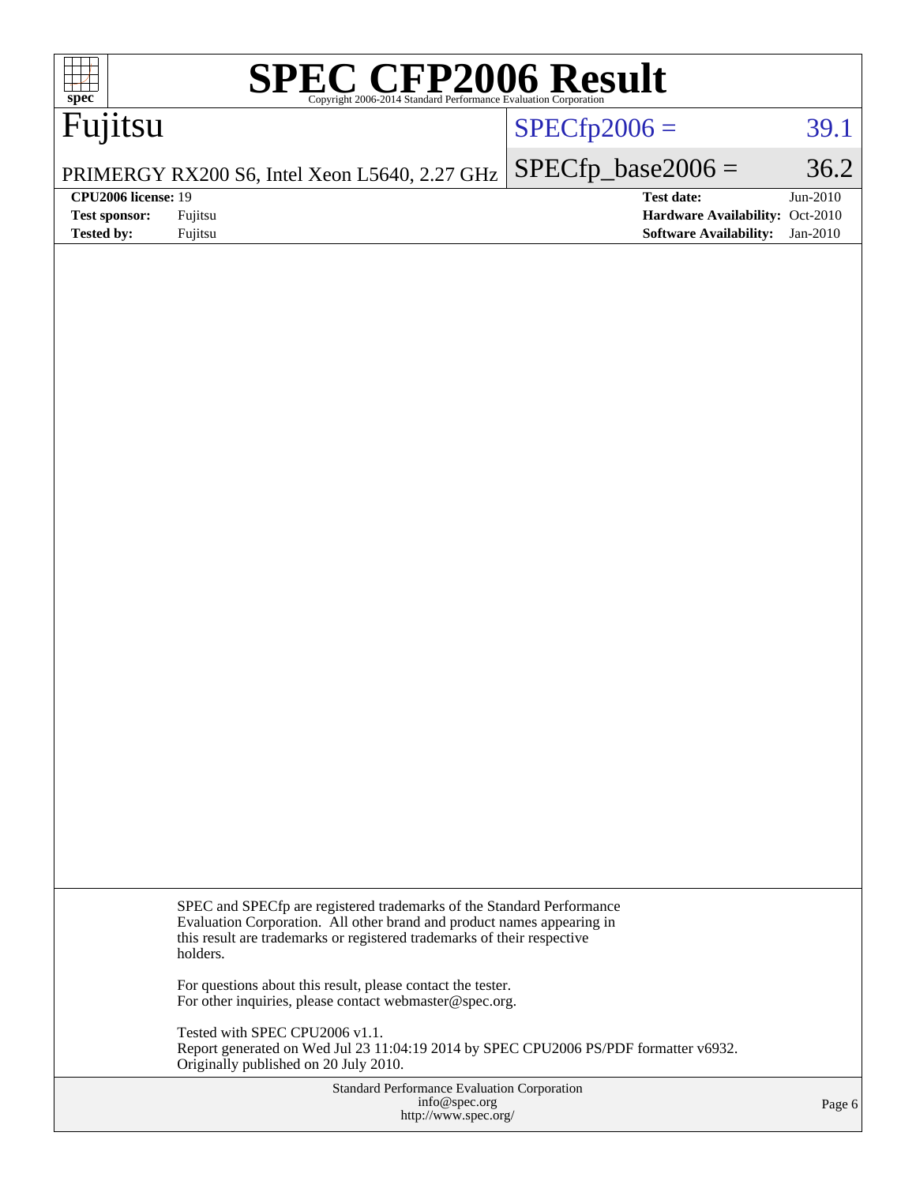# SPEC CFP2006 Result

Copyright 2006-2014 Standard Performance Evaluation Corporation

Fujitsu

PRIMERGY RX200 S6, Intel Xeon L5640, 2.27 GHz

SPECfp2006 = 39.1

SPECfp_base2006 = 36.2

| | | | |
|---|---|---|---|
| **CPU2006 license:** | 19 | **Test date:** | Jun-2010 |
| **Test sponsor:** | Fujitsu | **Hardware Availability:** | Oct-2010 |
| **Tested by:** | Fujitsu | **Software Availability:** | Jan-2010 |

SPEC and SPECfp are registered trademarks of the Standard Performance Evaluation Corporation. All other brand and product names appearing in this result are trademarks or registered trademarks of their respective holders.

For questions about this result, please contact the tester.
For other inquiries, please contact webmaster@spec.org.

Tested with SPEC CPU2006 v1.1.
Report generated on Wed Jul 23 11:04:19 2014 by SPEC CPU2006 PS/PDF formatter v6932.
Originally published on 20 July 2010.

Standard Performance Evaluation Corporation
info@spec.org
http://www.spec.org/